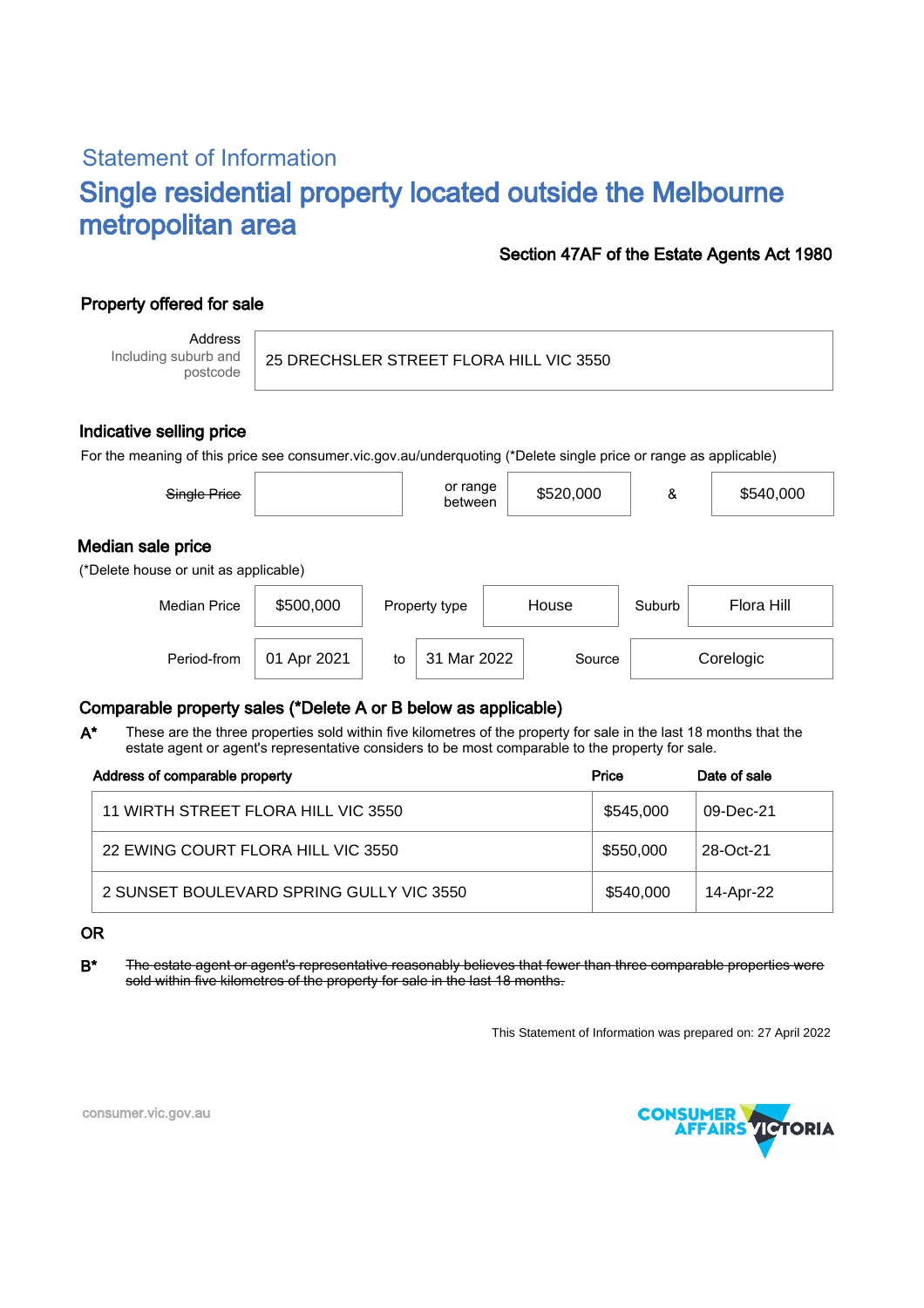## Statement of Information

# Single residential property located outside the Melbourne metropolitan area

**Section 47AF of the Estate Agents Act 1980**

### Property offered for sale

| Address Including suburb and postcode | 25 DRECHSLER STREET FLORA HILL VIC 3550 |
|---|---|

### Indicative selling price

For the meaning of this price see consumer.vic.gov.au/underquoting (*Delete single price or range as applicable)

| ~~Single Price~~ | | or range between | $520,000 | & | $540,000 |
|---|---|---|---|---|---|

### Median sale price

(*Delete house or unit as applicable)

| Median Price | $500,000 | Property type | House | Suburb | Flora Hill |
|---|---|---|---|---|---|
| Period-from | 01 Apr 2021 | to | 31 Mar 2022 | Source | Corelogic |

### Comparable property sales (*Delete A or B below as applicable)

**A*** These are the three properties sold within five kilometres of the property for sale in the last 18 months that the estate agent or agent's representative considers to be most comparable to the property for sale.

| Address of comparable property | Price | Date of sale |
|---|---|---|
| 11 WIRTH STREET FLORA HILL VIC 3550 | $545,000 | 09-Dec-21 |
| 22 EWING COURT FLORA HILL VIC 3550 | $550,000 | 28-Oct-21 |
| 2 SUNSET BOULEVARD SPRING GULLY VIC 3550 | $540,000 | 14-Apr-22 |

OR

**B*** ~~The estate agent or agent's representative reasonably believes that fewer than three comparable properties were sold within five kilometres of the property for sale in the last 18 months.~~

This Statement of Information was prepared on: 27 April 2022

consumer.vic.gov.au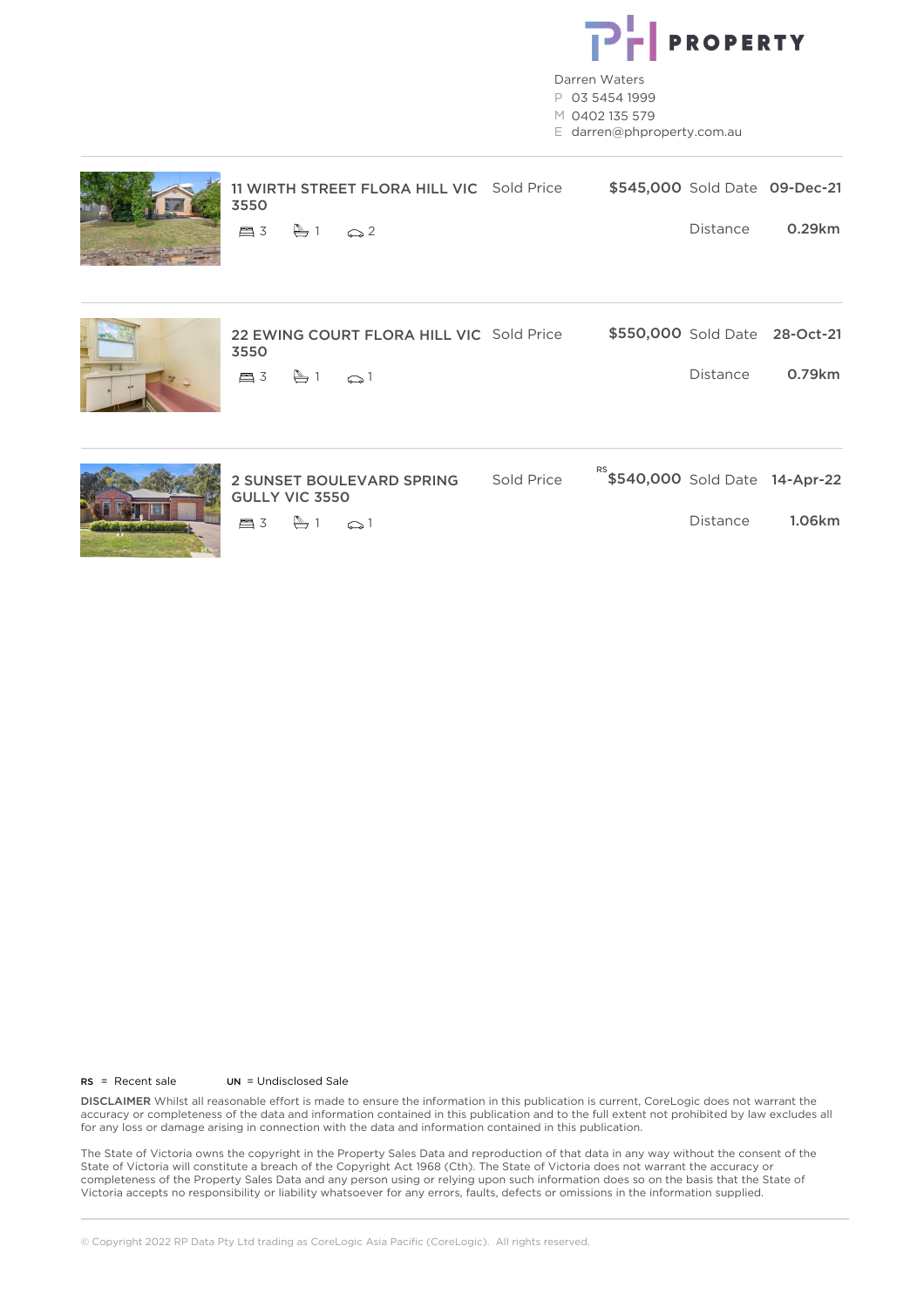PH PROPERTY

Darren Waters
P 03 5454 1999
M 0402 135 579
E darren@phproperty.com.au

| | | | | |
|---|---|---|---|---|
| **11 WIRTH STREET FLORA HILL VIC 3550** | Sold Price | **$545,000** | Sold Date | **09-Dec-21** |
| 3 bed, 1 bath, 2 car | | | Distance | **0.29km** |
| **22 EWING COURT FLORA HILL VIC 3550** | Sold Price | **$550,000** | Sold Date | **28-Oct-21** |
| 3 bed, 1 bath, 1 car | | | Distance | **0.79km** |
| **2 SUNSET BOULEVARD SPRING GULLY VIC 3550** | Sold Price | RS **$540,000** | Sold Date | **14-Apr-22** |
| 3 bed, 1 bath, 1 car | | | Distance | **1.06km** |

**RS** = Recent sale **UN** = Undisclosed Sale

**DISCLAIMER** Whilst all reasonable effort is made to ensure the information in this publication is current, CoreLogic does not warrant the accuracy or completeness of the data and information contained in this publication and to the full extent not prohibited by law excludes all for any loss or damage arising in connection with the data and information contained in this publication.

The State of Victoria owns the copyright in the Property Sales Data and reproduction of that data in any way without the consent of the State of Victoria will constitute a breach of the Copyright Act 1968 (Cth). The State of Victoria does not warrant the accuracy or completeness of the Property Sales Data and any person using or relying upon such information does so on the basis that the State of Victoria accepts no responsibility or liability whatsoever for any errors, faults, defects or omissions in the information supplied.

© Copyright 2022 RP Data Pty Ltd trading as CoreLogic Asia Pacific (CoreLogic). All rights reserved.